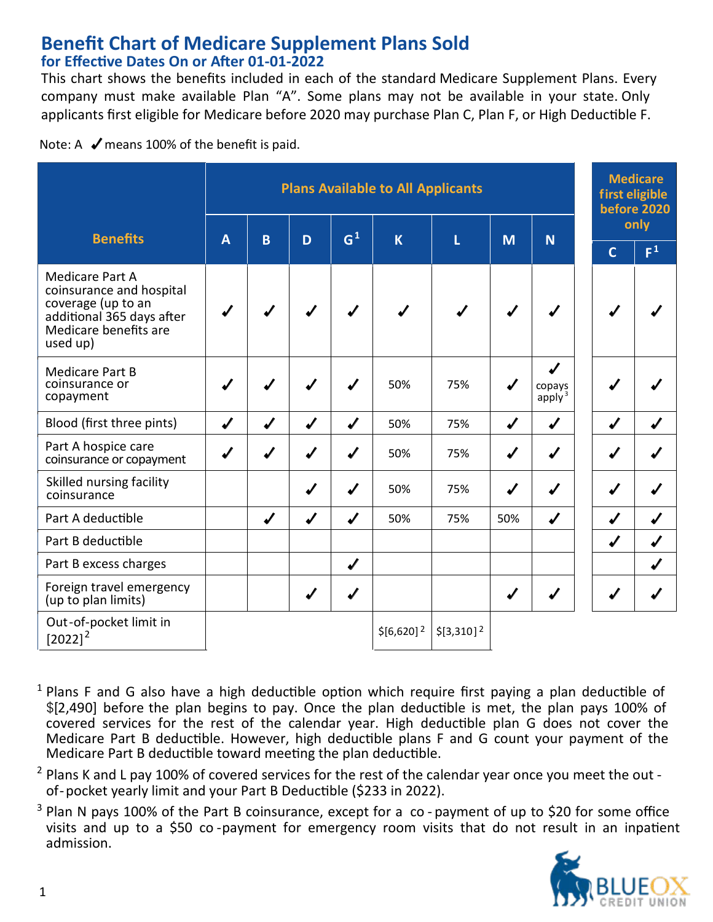# Benefit Chart of Medicare Supplement Plans Sold

## for Effective Dates On or After 01-01-2022

This chart shows the benefits included in each of the standard Medicare Supplement Plans. Every company must make available Plan "A". Some plans may not be available in your state. Only applicants first eligible for Medicare before 2020 may purchase Plan C, Plan F, or High Deductible F.

Note: A ✓ means 100% of the benefit is paid.

| Benefits | Plans Available to All Applicants | | | | | | | | Medicare first eligible before 2020 only | |
|---|---|---|---|---|---|---|---|---|---|---|
| | A | B | D | G[1] | K | L | M | N | C | F[1] |
| Medicare Part A coinsurance and hospital coverage (up to an additional 365 days after Medicare benefits are used up) | ✓ | ✓ | ✓ | ✓ | ✓ | ✓ | ✓ | ✓ | ✓ | ✓ |
| Medicare Part B coinsurance or copayment | ✓ | ✓ | ✓ | ✓ | 50% | 75% | ✓ | ✓ copays apply[3] | ✓ | ✓ |
| Blood (first three pints) | ✓ | ✓ | ✓ | ✓ | 50% | 75% | ✓ | ✓ | ✓ | ✓ |
| Part A hospice care coinsurance or copayment | ✓ | ✓ | ✓ | ✓ | 50% | 75% | ✓ | ✓ | ✓ | ✓ |
| Skilled nursing facility coinsurance | | | ✓ | ✓ | 50% | 75% | ✓ | ✓ | ✓ | ✓ |
| Part A deductible | | ✓ | ✓ | ✓ | 50% | 75% | 50% | ✓ | ✓ | ✓ |
| Part B deductible | | | | | | | | | ✓ | ✓ |
| Part B excess charges | | | | ✓ | | | | | | ✓ |
| Foreign travel emergency (up to plan limits) | | | ✓ | ✓ | | | ✓ | ✓ | ✓ | ✓ |
| Out-of-pocket limit in [2022][2] | | | | | $[6,620][2] | $[3,310][2] | | | | |

[1] Plans F and G also have a high deductible option which require first paying a plan deductible of $[2,490] before the plan begins to pay. Once the plan deductible is met, the plan pays 100% of covered services for the rest of the calendar year. High deductible plan G does not cover the Medicare Part B deductible. However, high deductible plans F and G count your payment of the Medicare Part B deductible toward meeting the plan deductible.

[2] Plans K and L pay 100% of covered services for the rest of the calendar year once you meet the out-of-pocket yearly limit and your Part B Deductible ($233 in 2022).

[3] Plan N pays 100% of the Part B coinsurance, except for a co-payment of up to $20 for some office visits and up to a $50 co-payment for emergency room visits that do not result in an inpatient admission.

BLUEOX CREDIT UNION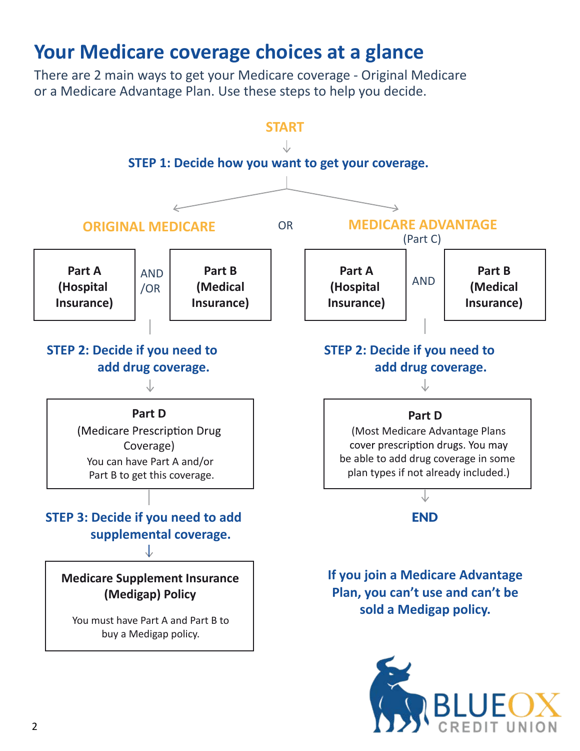# Your Medicare coverage choices at a glance

There are 2 main ways to get your Medicare coverage - Original Medicare or a Medicare Advantage Plan. Use these steps to help you decide.

**START**

**STEP 1: Decide how you want to get your coverage.**

## ORIGINAL MEDICARE

OR

## MEDICARE ADVANTAGE (Part C)

### Original Medicare

**Part A (Hospital Insurance)** AND/OR **Part B (Medical Insurance)**

**STEP 2: Decide if you need to add drug coverage.**

**Part D**
(Medicare Prescription Drug Coverage)
You can have Part A and/or Part B to get this coverage.

**STEP 3: Decide if you need to add supplemental coverage.**

**Medicare Supplement Insurance (Medigap) Policy**

You must have Part A and Part B to buy a Medigap policy.

### Medicare Advantage

**Part A (Hospital Insurance)** AND **Part B (Medical Insurance)**

**STEP 2: Decide if you need to add drug coverage.**

**Part D**
(Most Medicare Advantage Plans cover prescription drugs. You may be able to add drug coverage in some plan types if not already included.)

**END**

**If you join a Medicare Advantage Plan, you can't use and can't be sold a Medigap policy.**

BLUEOX CREDIT UNION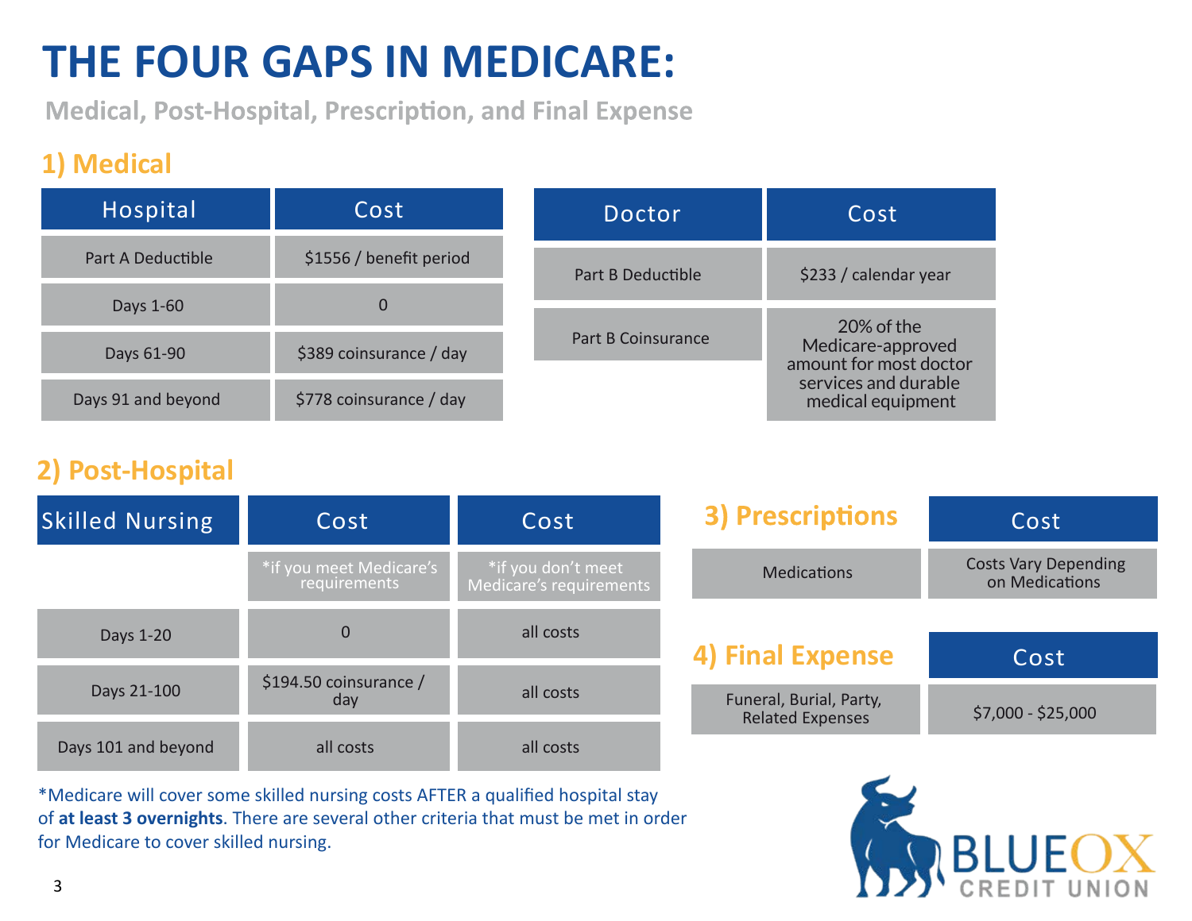# THE FOUR GAPS IN MEDICARE:

**Medical, Post-Hospital, Prescription, and Final Expense**

## 1) Medical

| Hospital | Cost |
|---|---|
| Part A Deductible | $1556 / benefit period |
| Days 1-60 | 0 |
| Days 61-90 | $389 coinsurance / day |
| Days 91 and beyond | $778 coinsurance / day |

| Doctor | Cost |
|---|---|
| Part B Deductible | $233 / calendar year |
| Part B Coinsurance | 20% of the Medicare-approved amount for most doctor services and durable medical equipment |

## 2) Post-Hospital

| Skilled Nursing | Cost | Cost |
|---|---|---|
| | *if you meet Medicare's requirements | *if you don't meet Medicare's requirements |
| Days 1-20 | 0 | all costs |
| Days 21-100 | $194.50 coinsurance / day | all costs |
| Days 101 and beyond | all costs | all costs |

*Medicare will cover some skilled nursing costs AFTER a qualified hospital stay of **at least 3 overnights**. There are several other criteria that must be met in order for Medicare to cover skilled nursing.

## 3) Prescriptions

| | Cost |
|---|---|
| Medications | Costs Vary Depending on Medications |

## 4) Final Expense

| | Cost |
|---|---|
| Funeral, Burial, Party, Related Expenses | $7,000 - $25,000 |

BLUEOX CREDIT UNION